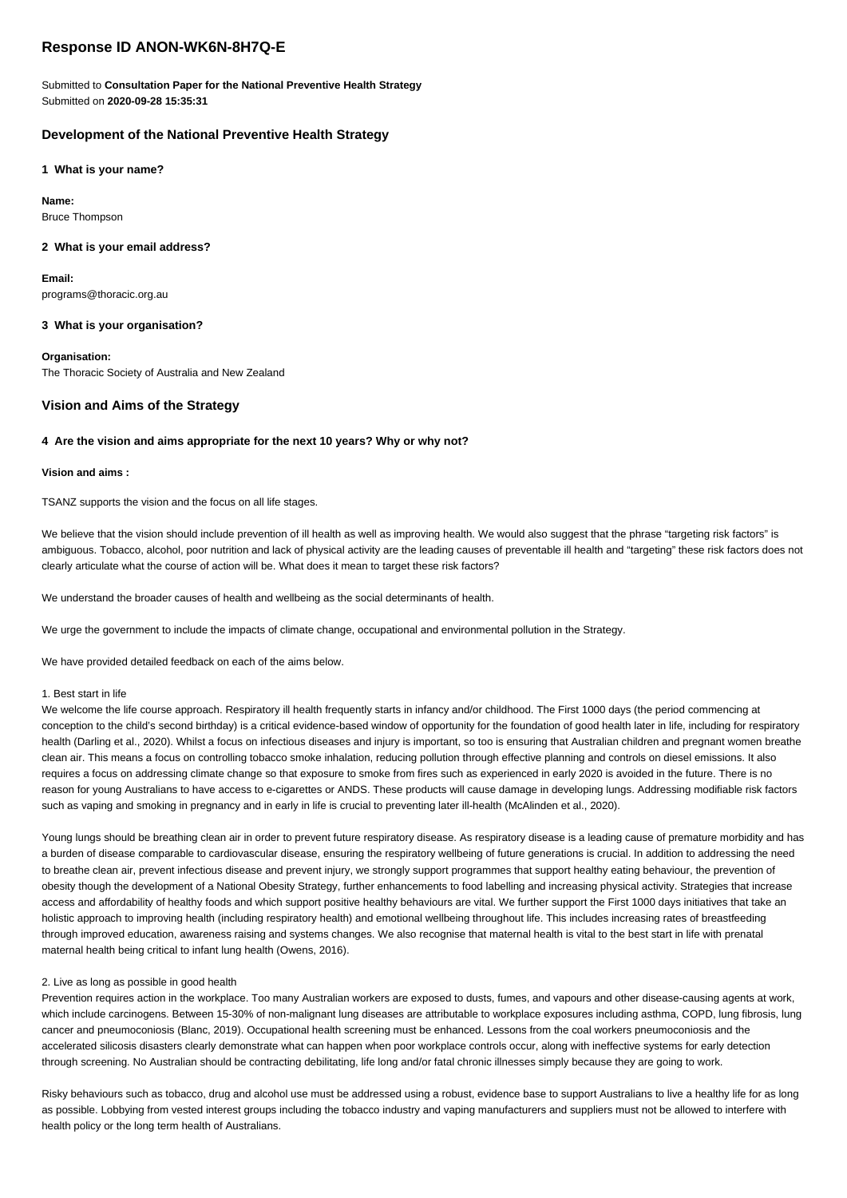# Response ID ANON-WK6N-8H7Q-E

Submitted to **Consultation Paper for the National Preventive Health Strategy**
Submitted on **2020-09-28 15:35:31**

## Development of the National Preventive Health Strategy

### 1 What is your name?

**Name:**
Bruce Thompson

### 2 What is your email address?

**Email:**
programs@thoracic.org.au

### 3 What is your organisation?

**Organisation:**
The Thoracic Society of Australia and New Zealand

## Vision and Aims of the Strategy

### 4 Are the vision and aims appropriate for the next 10 years? Why or why not?

**Vision and aims :**

TSANZ supports the vision and the focus on all life stages.

We believe that the vision should include prevention of ill health as well as improving health. We would also suggest that the phrase "targeting risk factors" is ambiguous. Tobacco, alcohol, poor nutrition and lack of physical activity are the leading causes of preventable ill health and "targeting" these risk factors does not clearly articulate what the course of action will be. What does it mean to target these risk factors?

We understand the broader causes of health and wellbeing as the social determinants of health.

We urge the government to include the impacts of climate change, occupational and environmental pollution in the Strategy.

We have provided detailed feedback on each of the aims below.

1. Best start in life
We welcome the life course approach. Respiratory ill health frequently starts in infancy and/or childhood. The First 1000 days (the period commencing at conception to the child's second birthday) is a critical evidence-based window of opportunity for the foundation of good health later in life, including for respiratory health (Darling et al., 2020). Whilst a focus on infectious diseases and injury is important, so too is ensuring that Australian children and pregnant women breathe clean air. This means a focus on controlling tobacco smoke inhalation, reducing pollution through effective planning and controls on diesel emissions. It also requires a focus on addressing climate change so that exposure to smoke from fires such as experienced in early 2020 is avoided in the future. There is no reason for young Australians to have access to e-cigarettes or ANDS. These products will cause damage in developing lungs. Addressing modifiable risk factors such as vaping and smoking in pregnancy and in early in life is crucial to preventing later ill-health (McAlinden et al., 2020).

Young lungs should be breathing clean air in order to prevent future respiratory disease. As respiratory disease is a leading cause of premature morbidity and has a burden of disease comparable to cardiovascular disease, ensuring the respiratory wellbeing of future generations is crucial. In addition to addressing the need to breathe clean air, prevent infectious disease and prevent injury, we strongly support programmes that support healthy eating behaviour, the prevention of obesity though the development of a National Obesity Strategy, further enhancements to food labelling and increasing physical activity. Strategies that increase access and affordability of healthy foods and which support positive healthy behaviours are vital. We further support the First 1000 days initiatives that take an holistic approach to improving health (including respiratory health) and emotional wellbeing throughout life. This includes increasing rates of breastfeeding through improved education, awareness raising and systems changes. We also recognise that maternal health is vital to the best start in life with prenatal maternal health being critical to infant lung health (Owens, 2016).

2. Live as long as possible in good health
Prevention requires action in the workplace. Too many Australian workers are exposed to dusts, fumes, and vapours and other disease-causing agents at work, which include carcinogens. Between 15-30% of non-malignant lung diseases are attributable to workplace exposures including asthma, COPD, lung fibrosis, lung cancer and pneumoconiosis (Blanc, 2019). Occupational health screening must be enhanced. Lessons from the coal workers pneumoconiosis and the accelerated silicosis disasters clearly demonstrate what can happen when poor workplace controls occur, along with ineffective systems for early detection through screening. No Australian should be contracting debilitating, life long and/or fatal chronic illnesses simply because they are going to work.

Risky behaviours such as tobacco, drug and alcohol use must be addressed using a robust, evidence base to support Australians to live a healthy life for as long as possible. Lobbying from vested interest groups including the tobacco industry and vaping manufacturers and suppliers must not be allowed to interfere with health policy or the long term health of Australians.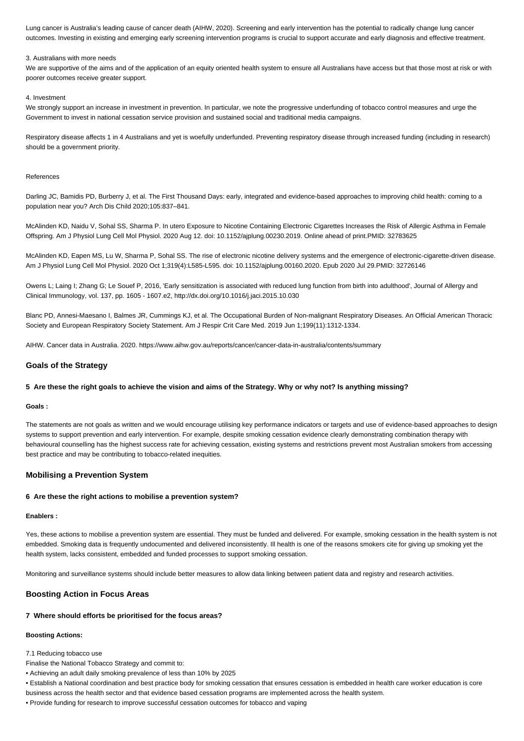Lung cancer is Australia's leading cause of cancer death (AIHW, 2020). Screening and early intervention has the potential to radically change lung cancer outcomes. Investing in existing and emerging early screening intervention programs is crucial to support accurate and early diagnosis and effective treatment.

3. Australians with more needs
We are supportive of the aims and of the application of an equity oriented health system to ensure all Australians have access but that those most at risk or with poorer outcomes receive greater support.

4. Investment
We strongly support an increase in investment in prevention. In particular, we note the progressive underfunding of tobacco control measures and urge the Government to invest in national cessation service provision and sustained social and traditional media campaigns.

Respiratory disease affects 1 in 4 Australians and yet is woefully underfunded. Preventing respiratory disease through increased funding (including in research) should be a government priority.

References

Darling JC, Bamidis PD, Burberry J, et al. The First Thousand Days: early, integrated and evidence-based approaches to improving child health: coming to a population near you? Arch Dis Child 2020;105:837–841.

McAlinden KD, Naidu V, Sohal SS, Sharma P. In utero Exposure to Nicotine Containing Electronic Cigarettes Increases the Risk of Allergic Asthma in Female Offspring. Am J Physiol Lung Cell Mol Physiol. 2020 Aug 12. doi: 10.1152/ajplung.00230.2019. Online ahead of print.PMID: 32783625

McAlinden KD, Eapen MS, Lu W, Sharma P, Sohal SS. The rise of electronic nicotine delivery systems and the emergence of electronic-cigarette-driven disease. Am J Physiol Lung Cell Mol Physiol. 2020 Oct 1;319(4):L585-L595. doi: 10.1152/ajplung.00160.2020. Epub 2020 Jul 29.PMID: 32726146

Owens L; Laing I; Zhang G; Le Souef P, 2016, 'Early sensitization is associated with reduced lung function from birth into adulthood', Journal of Allergy and Clinical Immunology, vol. 137, pp. 1605 - 1607.e2, http://dx.doi.org/10.1016/j.jaci.2015.10.030

Blanc PD, Annesi-Maesano I, Balmes JR, Cummings KJ, et al. The Occupational Burden of Non-malignant Respiratory Diseases. An Official American Thoracic Society and European Respiratory Society Statement. Am J Respir Crit Care Med. 2019 Jun 1;199(11):1312-1334.

AIHW. Cancer data in Australia. 2020. https://www.aihw.gov.au/reports/cancer/cancer-data-in-australia/contents/summary

## Goals of the Strategy

**5 Are these the right goals to achieve the vision and aims of the Strategy. Why or why not? Is anything missing?**

**Goals :**

The statements are not goals as written and we would encourage utilising key performance indicators or targets and use of evidence-based approaches to design systems to support prevention and early intervention. For example, despite smoking cessation evidence clearly demonstrating combination therapy with behavioural counselling has the highest success rate for achieving cessation, existing systems and restrictions prevent most Australian smokers from accessing best practice and may be contributing to tobacco-related inequities.

## Mobilising a Prevention System

**6 Are these the right actions to mobilise a prevention system?**

**Enablers :**

Yes, these actions to mobilise a prevention system are essential. They must be funded and delivered. For example, smoking cessation in the health system is not embedded. Smoking data is frequently undocumented and delivered inconsistently. Ill health is one of the reasons smokers cite for giving up smoking yet the health system, lacks consistent, embedded and funded processes to support smoking cessation.

Monitoring and surveillance systems should include better measures to allow data linking between patient data and registry and research activities.

## Boosting Action in Focus Areas

**7 Where should efforts be prioritised for the focus areas?**

**Boosting Actions:**

7.1 Reducing tobacco use
Finalise the National Tobacco Strategy and commit to:

- Achieving an adult daily smoking prevalence of less than 10% by 2025
- Establish a National coordination and best practice body for smoking cessation that ensures cessation is embedded in health care worker education is core business across the health sector and that evidence based cessation programs are implemented across the health system.
- Provide funding for research to improve successful cessation outcomes for tobacco and vaping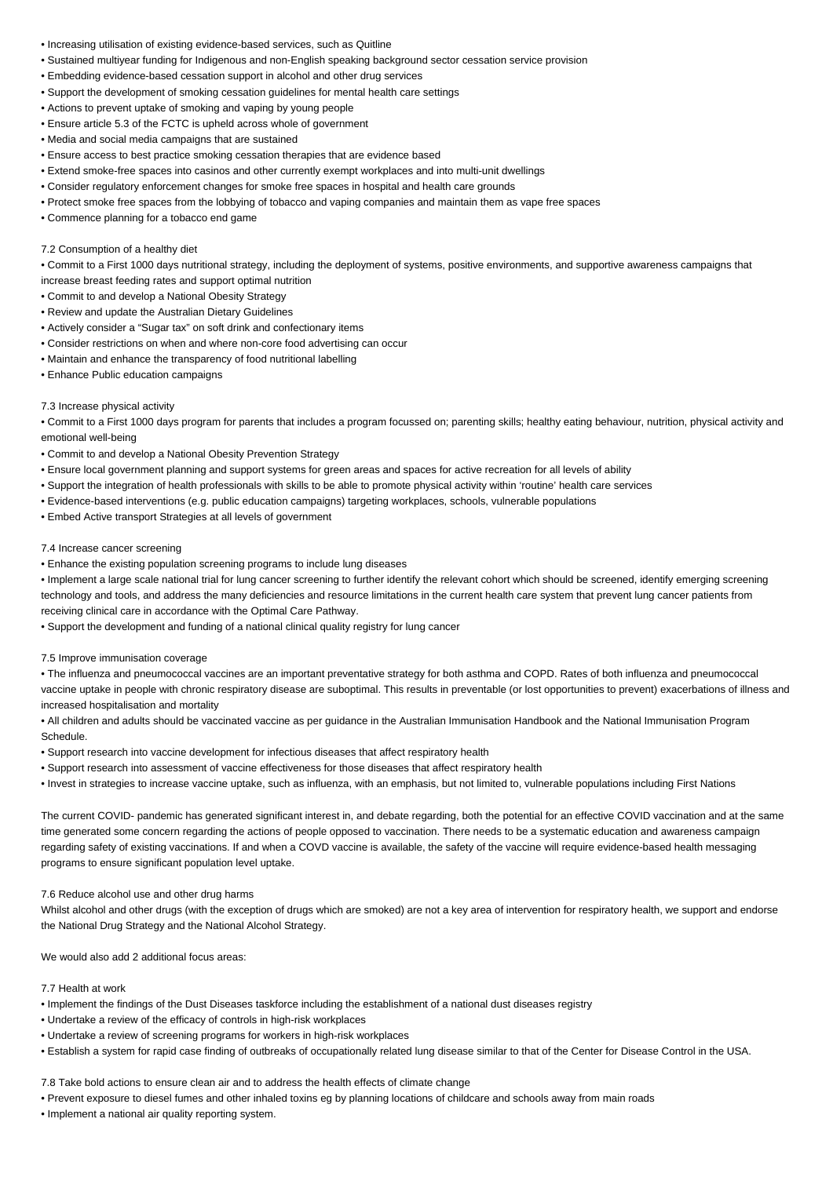- Increasing utilisation of existing evidence-based services, such as Quitline
- Sustained multiyear funding for Indigenous and non-English speaking background sector cessation service provision
- Embedding evidence-based cessation support in alcohol and other drug services
- Support the development of smoking cessation guidelines for mental health care settings
- Actions to prevent uptake of smoking and vaping by young people
- Ensure article 5.3 of the FCTC is upheld across whole of government
- Media and social media campaigns that are sustained
- Ensure access to best practice smoking cessation therapies that are evidence based
- Extend smoke-free spaces into casinos and other currently exempt workplaces and into multi-unit dwellings
- Consider regulatory enforcement changes for smoke free spaces in hospital and health care grounds
- Protect smoke free spaces from the lobbying of tobacco and vaping companies and maintain them as vape free spaces
- Commence planning for a tobacco end game

7.2 Consumption of a healthy diet

- Commit to a First 1000 days nutritional strategy, including the deployment of systems, positive environments, and supportive awareness campaigns that increase breast feeding rates and support optimal nutrition
- Commit to and develop a National Obesity Strategy
- Review and update the Australian Dietary Guidelines
- Actively consider a "Sugar tax" on soft drink and confectionary items
- Consider restrictions on when and where non-core food advertising can occur
- Maintain and enhance the transparency of food nutritional labelling
- Enhance Public education campaigns

7.3 Increase physical activity

- Commit to a First 1000 days program for parents that includes a program focussed on; parenting skills; healthy eating behaviour, nutrition, physical activity and emotional well-being
- Commit to and develop a National Obesity Prevention Strategy
- Ensure local government planning and support systems for green areas and spaces for active recreation for all levels of ability
- Support the integration of health professionals with skills to be able to promote physical activity within 'routine' health care services
- Evidence-based interventions (e.g. public education campaigns) targeting workplaces, schools, vulnerable populations
- Embed Active transport Strategies at all levels of government

7.4 Increase cancer screening

- Enhance the existing population screening programs to include lung diseases
- Implement a large scale national trial for lung cancer screening to further identify the relevant cohort which should be screened, identify emerging screening technology and tools, and address the many deficiencies and resource limitations in the current health care system that prevent lung cancer patients from receiving clinical care in accordance with the Optimal Care Pathway.
- Support the development and funding of a national clinical quality registry for lung cancer

7.5 Improve immunisation coverage

- The influenza and pneumococcal vaccines are an important preventative strategy for both asthma and COPD. Rates of both influenza and pneumococcal vaccine uptake in people with chronic respiratory disease are suboptimal. This results in preventable (or lost opportunities to prevent) exacerbations of illness and increased hospitalisation and mortality
- All children and adults should be vaccinated vaccine as per guidance in the Australian Immunisation Handbook and the National Immunisation Program Schedule.
- Support research into vaccine development for infectious diseases that affect respiratory health
- Support research into assessment of vaccine effectiveness for those diseases that affect respiratory health
- Invest in strategies to increase vaccine uptake, such as influenza, with an emphasis, but not limited to, vulnerable populations including First Nations

The current COVID- pandemic has generated significant interest in, and debate regarding, both the potential for an effective COVID vaccination and at the same time generated some concern regarding the actions of people opposed to vaccination. There needs to be a systematic education and awareness campaign regarding safety of existing vaccinations. If and when a COVD vaccine is available, the safety of the vaccine will require evidence-based health messaging programs to ensure significant population level uptake.

7.6 Reduce alcohol use and other drug harms

Whilst alcohol and other drugs (with the exception of drugs which are smoked) are not a key area of intervention for respiratory health, we support and endorse the National Drug Strategy and the National Alcohol Strategy.

We would also add 2 additional focus areas:

7.7 Health at work

- Implement the findings of the Dust Diseases taskforce including the establishment of a national dust diseases registry
- Undertake a review of the efficacy of controls in high-risk workplaces
- Undertake a review of screening programs for workers in high-risk workplaces
- Establish a system for rapid case finding of outbreaks of occupationally related lung disease similar to that of the Center for Disease Control in the USA.

7.8 Take bold actions to ensure clean air and to address the health effects of climate change

- Prevent exposure to diesel fumes and other inhaled toxins eg by planning locations of childcare and schools away from main roads
- Implement a national air quality reporting system.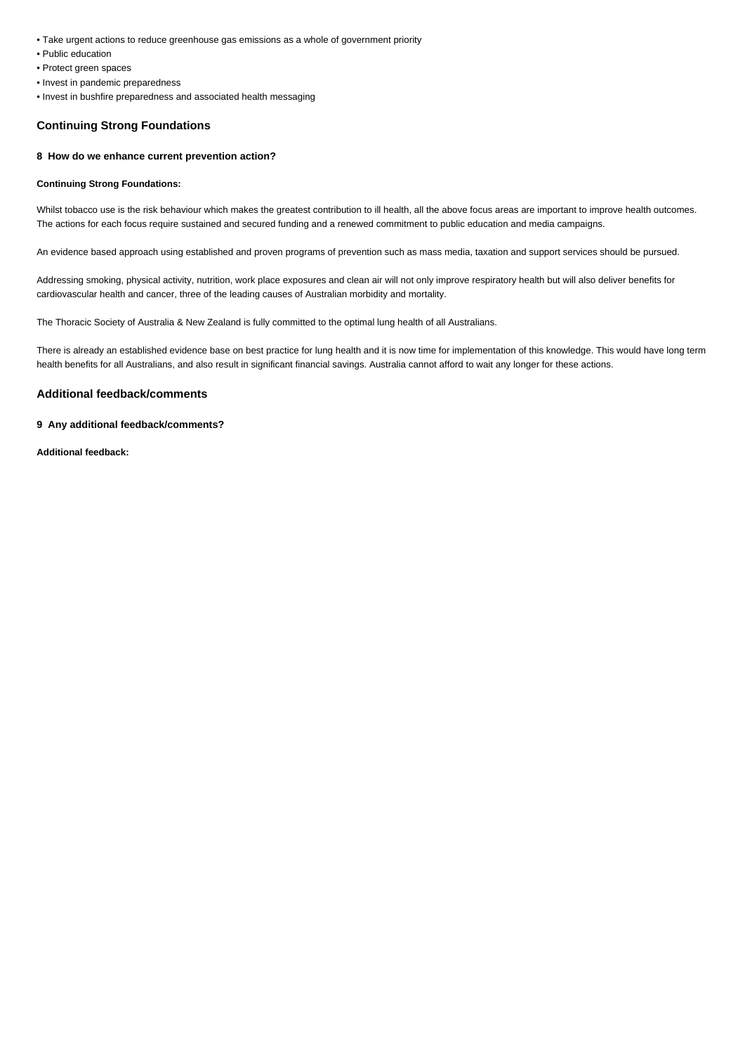- Take urgent actions to reduce greenhouse gas emissions as a whole of government priority
- Public education
- Protect green spaces
- Invest in pandemic preparedness
- Invest in bushfire preparedness and associated health messaging

## Continuing Strong Foundations

**8 How do we enhance current prevention action?**

**Continuing Strong Foundations:**

Whilst tobacco use is the risk behaviour which makes the greatest contribution to ill health, all the above focus areas are important to improve health outcomes. The actions for each focus require sustained and secured funding and a renewed commitment to public education and media campaigns.

An evidence based approach using established and proven programs of prevention such as mass media, taxation and support services should be pursued.

Addressing smoking, physical activity, nutrition, work place exposures and clean air will not only improve respiratory health but will also deliver benefits for cardiovascular health and cancer, three of the leading causes of Australian morbidity and mortality.

The Thoracic Society of Australia & New Zealand is fully committed to the optimal lung health of all Australians.

There is already an established evidence base on best practice for lung health and it is now time for implementation of this knowledge. This would have long term health benefits for all Australians, and also result in significant financial savings. Australia cannot afford to wait any longer for these actions.

## Additional feedback/comments

**9 Any additional feedback/comments?**

**Additional feedback:**